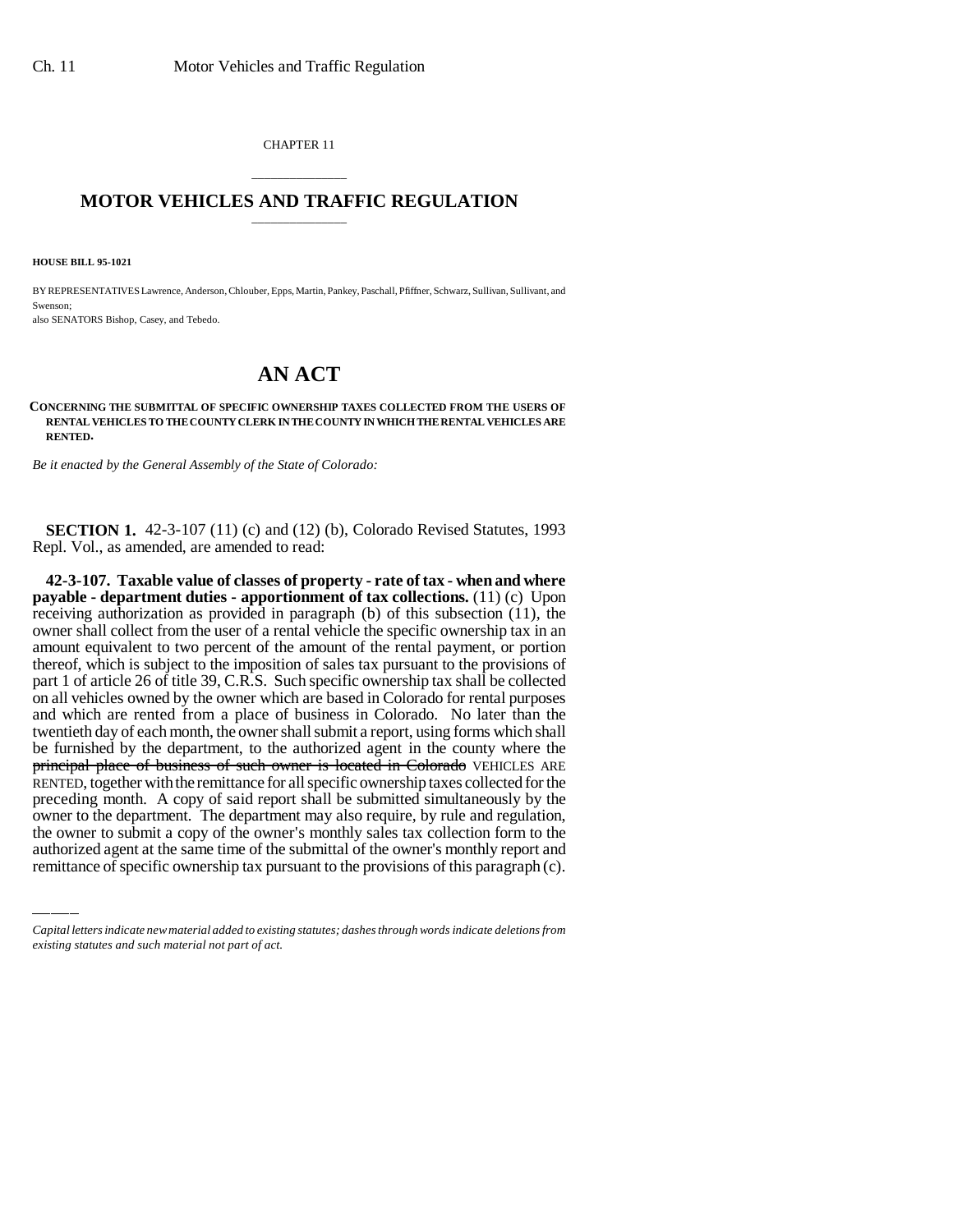CHAPTER 11

# MOTOR VEHICLES AND TRAFFIC REGULATION

**HOUSE BILL 95-1021**

BY REPRESENTATIVES Lawrence, Anderson, Chlouber, Epps, Martin, Pankey, Paschall, Pfiffner, Schwarz, Sullivan, Sullivant, and Swenson;
also SENATORS Bishop, Casey, and Tebedo.

# AN ACT

**CONCERNING THE SUBMITTAL OF SPECIFIC OWNERSHIP TAXES COLLECTED FROM THE USERS OF RENTAL VEHICLES TO THE COUNTY CLERK IN THE COUNTY IN WHICH THE RENTAL VEHICLES ARE RENTED.**

*Be it enacted by the General Assembly of the State of Colorado:*

**SECTION 1.** 42-3-107 (11) (c) and (12) (b), Colorado Revised Statutes, 1993 Repl. Vol., as amended, are amended to read:

**42-3-107. Taxable value of classes of property - rate of tax - when and where payable - department duties - apportionment of tax collections.** (11) (c) Upon receiving authorization as provided in paragraph (b) of this subsection (11), the owner shall collect from the user of a rental vehicle the specific ownership tax in an amount equivalent to two percent of the amount of the rental payment, or portion thereof, which is subject to the imposition of sales tax pursuant to the provisions of part 1 of article 26 of title 39, C.R.S. Such specific ownership tax shall be collected on all vehicles owned by the owner which are based in Colorado for rental purposes and which are rented from a place of business in Colorado. No later than the twentieth day of each month, the owner shall submit a report, using forms which shall be furnished by the department, to the authorized agent in the county where the ~~principal place of business of such owner is located in Colorado~~ VEHICLES ARE RENTED, together with the remittance for all specific ownership taxes collected for the preceding month. A copy of said report shall be submitted simultaneously by the owner to the department. The department may also require, by rule and regulation, the owner to submit a copy of the owner's monthly sales tax collection form to the authorized agent at the same time of the submittal of the owner's monthly report and remittance of specific ownership tax pursuant to the provisions of this paragraph (c).

*Capital letters indicate new material added to existing statutes; dashes through words indicate deletions from existing statutes and such material not part of act.*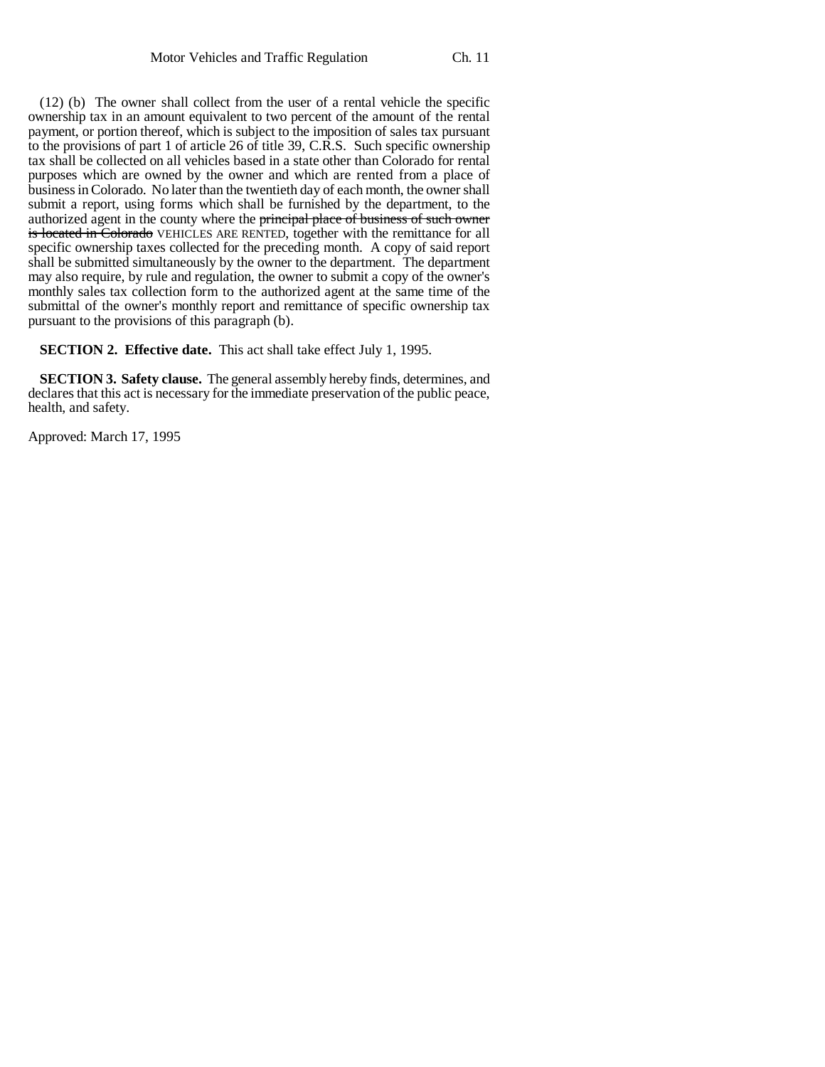(12) (b) The owner shall collect from the user of a rental vehicle the specific ownership tax in an amount equivalent to two percent of the amount of the rental payment, or portion thereof, which is subject to the imposition of sales tax pursuant to the provisions of part 1 of article 26 of title 39, C.R.S. Such specific ownership tax shall be collected on all vehicles based in a state other than Colorado for rental purposes which are owned by the owner and which are rented from a place of business in Colorado. No later than the twentieth day of each month, the owner shall submit a report, using forms which shall be furnished by the department, to the authorized agent in the county where the ~~principal place of business of such owner is located in Colorado~~ VEHICLES ARE RENTED, together with the remittance for all specific ownership taxes collected for the preceding month. A copy of said report shall be submitted simultaneously by the owner to the department. The department may also require, by rule and regulation, the owner to submit a copy of the owner's monthly sales tax collection form to the authorized agent at the same time of the submittal of the owner's monthly report and remittance of specific ownership tax pursuant to the provisions of this paragraph (b).

**SECTION 2. Effective date.** This act shall take effect July 1, 1995.

**SECTION 3. Safety clause.** The general assembly hereby finds, determines, and declares that this act is necessary for the immediate preservation of the public peace, health, and safety.

Approved: March 17, 1995